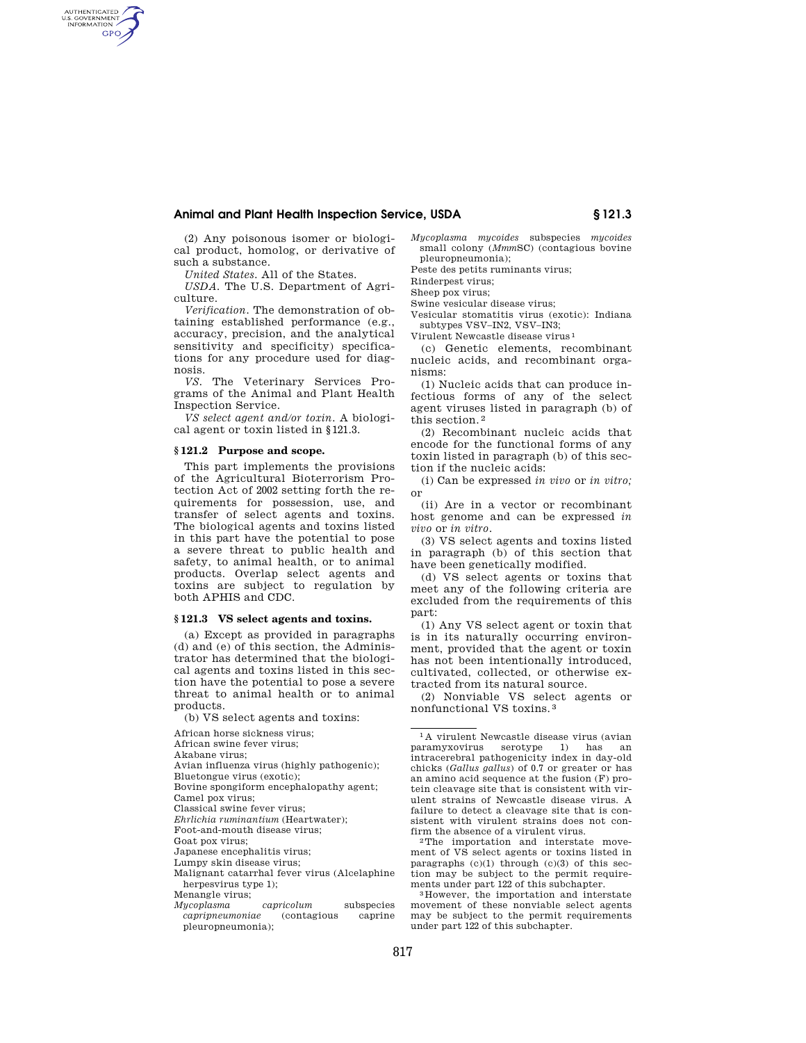(2) Any poisonous isomer or biological product, homolog, or derivative of such a substance.

*United States*. All of the States.

*USDA*. The U.S. Department of Agriculture.

*Verification*. The demonstration of obtaining established performance (e.g., accuracy, precision, and the analytical sensitivity and specificity) specifications for any procedure used for diagnosis.

*VS*. The Veterinary Services Programs of the Animal and Plant Health Inspection Service.

*VS select agent and/or toxin*. A biological agent or toxin listed in §121.3.

### §121.2 Purpose and scope.

This part implements the provisions of the Agricultural Bioterrorism Protection Act of 2002 setting forth the requirements for possession, use, and transfer of select agents and toxins. The biological agents and toxins listed in this part have the potential to pose a severe threat to public health and safety, to animal health, or to animal products. Overlap select agents and toxins are subject to regulation by both APHIS and CDC.

### §121.3 VS select agents and toxins.

(a) Except as provided in paragraphs (d) and (e) of this section, the Administrator has determined that the biological agents and toxins listed in this section have the potential to pose a severe threat to animal health or to animal products.

(b) VS select agents and toxins:

African horse sickness virus;
African swine fever virus;
Akabane virus;
Avian influenza virus (highly pathogenic);
Bluetongue virus (exotic);
Bovine spongiform encephalopathy agent;
Camel pox virus;
Classical swine fever virus;
*Ehrlichia ruminantium* (Heartwater);
Foot-and-mouth disease virus;
Goat pox virus;
Japanese encephalitis virus;
Lumpy skin disease virus;
Malignant catarrhal fever virus (Alcelaphine herpesvirus type 1);
Menangle virus;
*Mycoplasma capricolum* subspecies *capripneumoniae* (contagious caprine pleuropneumonia);
*Mycoplasma mycoides* subspecies *mycoides* small colony (*Mmm*SC) (contagious bovine pleuropneumonia);
Peste des petits ruminants virus;
Rinderpest virus;
Sheep pox virus;
Swine vesicular disease virus;
Vesicular stomatitis virus (exotic): Indiana subtypes VSV–IN2, VSV–IN3;
Virulent Newcastle disease virus[1]

(c) Genetic elements, recombinant nucleic acids, and recombinant organisms:

(1) Nucleic acids that can produce infectious forms of any of the select agent viruses listed in paragraph (b) of this section.[2]

(2) Recombinant nucleic acids that encode for the functional forms of any toxin listed in paragraph (b) of this section if the nucleic acids:

(i) Can be expressed *in vivo* or *in vitro;* or

(ii) Are in a vector or recombinant host genome and can be expressed *in vivo* or *in vitro*.

(3) VS select agents and toxins listed in paragraph (b) of this section that have been genetically modified.

(d) VS select agents or toxins that meet any of the following criteria are excluded from the requirements of this part:

(1) Any VS select agent or toxin that is in its naturally occurring environment, provided that the agent or toxin has not been intentionally introduced, cultivated, collected, or otherwise extracted from its natural source.

(2) Nonviable VS select agents or nonfunctional VS toxins.[3]

---

[1] A virulent Newcastle disease virus (avian paramyxovirus serotype 1) has an intracerebral pathogenicity index in day-old chicks (*Gallus gallus*) of 0.7 or greater or has an amino acid sequence at the fusion (F) protein cleavage site that is consistent with virulent strains of Newcastle disease virus. A failure to detect a cleavage site that is consistent with virulent strains does not confirm the absence of a virulent virus.

[2] The importation and interstate movement of VS select agents or toxins listed in paragraphs (c)(1) through (c)(3) of this section may be subject to the permit requirements under part 122 of this subchapter.

[3] However, the importation and interstate movement of these nonviable select agents may be subject to the permit requirements under part 122 of this subchapter.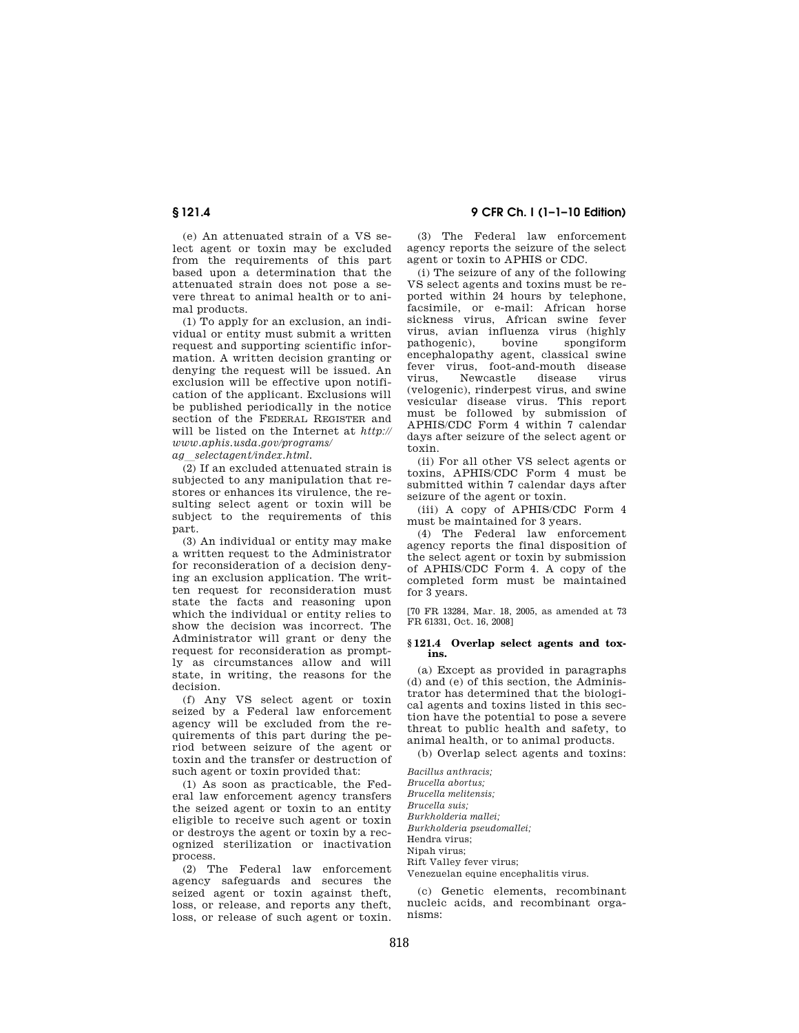(e) An attenuated strain of a VS select agent or toxin may be excluded from the requirements of this part based upon a determination that the attenuated strain does not pose a severe threat to animal health or to animal products.

(1) To apply for an exclusion, an individual or entity must submit a written request and supporting scientific information. A written decision granting or denying the request will be issued. An exclusion will be effective upon notification of the applicant. Exclusions will be published periodically in the notice section of the FEDERAL REGISTER and will be listed on the Internet at *http://www.aphis.usda.gov/programs/ag_selectagent/index.html*.

(2) If an excluded attenuated strain is subjected to any manipulation that restores or enhances its virulence, the resulting select agent or toxin will be subject to the requirements of this part.

(3) An individual or entity may make a written request to the Administrator for reconsideration of a decision denying an exclusion application. The written request for reconsideration must state the facts and reasoning upon which the individual or entity relies to show the decision was incorrect. The Administrator will grant or deny the request for reconsideration as promptly as circumstances allow and will state, in writing, the reasons for the decision.

(f) Any VS select agent or toxin seized by a Federal law enforcement agency will be excluded from the requirements of this part during the period between seizure of the agent or toxin and the transfer or destruction of such agent or toxin provided that:

(1) As soon as practicable, the Federal law enforcement agency transfers the seized agent or toxin to an entity eligible to receive such agent or toxin or destroys the agent or toxin by a recognized sterilization or inactivation process.

(2) The Federal law enforcement agency safeguards and secures the seized agent or toxin against theft, loss, or release, and reports any theft, loss, or release of such agent or toxin.

(3) The Federal law enforcement agency reports the seizure of the select agent or toxin to APHIS or CDC.

(i) The seizure of any of the following VS select agents and toxins must be reported within 24 hours by telephone, facsimile, or e-mail: African horse sickness virus, African swine fever virus, avian influenza virus (highly pathogenic), bovine spongiform encephalopathy agent, classical swine fever virus, foot-and-mouth disease virus, Newcastle disease virus (velogenic), rinderpest virus, and swine vesicular disease virus. This report must be followed by submission of APHIS/CDC Form 4 within 7 calendar days after seizure of the select agent or toxin.

(ii) For all other VS select agents or toxins, APHIS/CDC Form 4 must be submitted within 7 calendar days after seizure of the agent or toxin.

(iii) A copy of APHIS/CDC Form 4 must be maintained for 3 years.

(4) The Federal law enforcement agency reports the final disposition of the select agent or toxin by submission of APHIS/CDC Form 4. A copy of the completed form must be maintained for 3 years.

[70 FR 13284, Mar. 18, 2005, as amended at 73 FR 61331, Oct. 16, 2008]

## § 121.4 Overlap select agents and toxins.

(a) Except as provided in paragraphs (d) and (e) of this section, the Administrator has determined that the biological agents and toxins listed in this section have the potential to pose a severe threat to public health and safety, to animal health, or to animal products.

(b) Overlap select agents and toxins:

*Bacillus anthracis;*
*Brucella abortus;*
*Brucella melitensis;*
*Brucella suis;*
*Burkholderia mallei;*
*Burkholderia pseudomallei;*
Hendra virus;
Nipah virus;
Rift Valley fever virus;
Venezuelan equine encephalitis virus.

(c) Genetic elements, recombinant nucleic acids, and recombinant organisms: